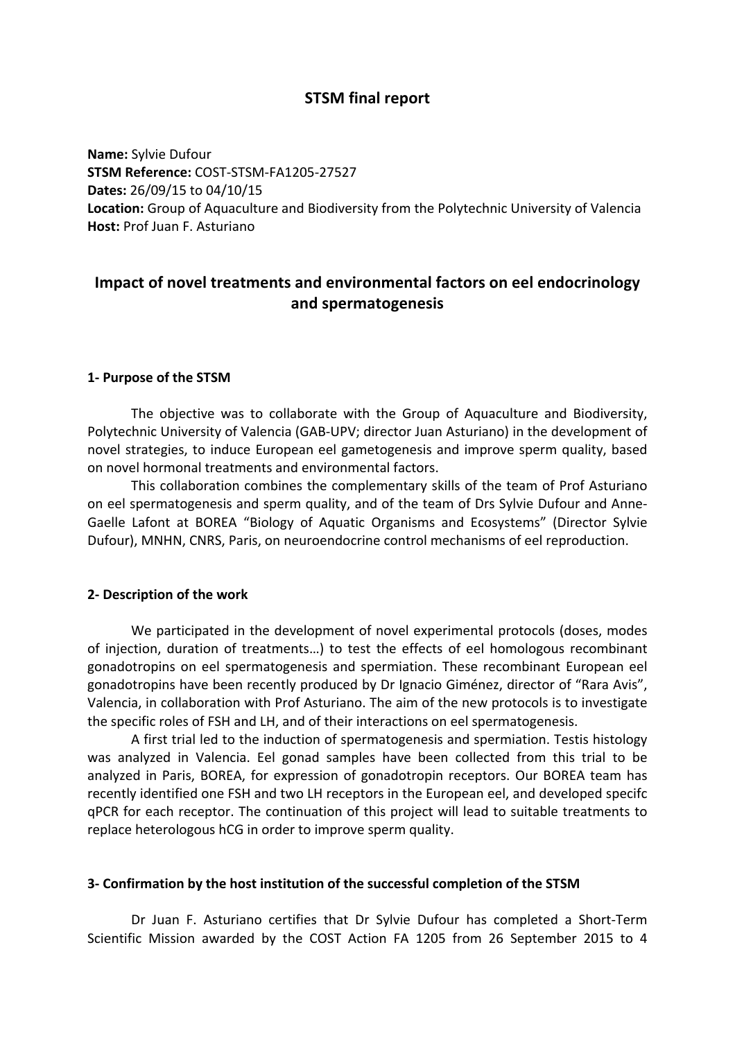# STSM final report

**Name:** Sylvie Dufour
**STSM Reference:** COST-STSM-FA1205-27527
**Dates:** 26/09/15 to 04/10/15
**Location:** Group of Aquaculture and Biodiversity from the Polytechnic University of Valencia
**Host:** Prof Juan F. Asturiano

## Impact of novel treatments and environmental factors on eel endocrinology and spermatogenesis

### 1- Purpose of the STSM

The objective was to collaborate with the Group of Aquaculture and Biodiversity, Polytechnic University of Valencia (GAB-UPV; director Juan Asturiano) in the development of novel strategies, to induce European eel gametogenesis and improve sperm quality, based on novel hormonal treatments and environmental factors.

This collaboration combines the complementary skills of the team of Prof Asturiano on eel spermatogenesis and sperm quality, and of the team of Drs Sylvie Dufour and Anne-Gaelle Lafont at BOREA "Biology of Aquatic Organisms and Ecosystems" (Director Sylvie Dufour), MNHN, CNRS, Paris, on neuroendocrine control mechanisms of eel reproduction.

### 2- Description of the work

We participated in the development of novel experimental protocols (doses, modes of injection, duration of treatments…) to test the effects of eel homologous recombinant gonadotropins on eel spermatogenesis and spermiation. These recombinant European eel gonadotropins have been recently produced by Dr Ignacio Giménez, director of "Rara Avis", Valencia, in collaboration with Prof Asturiano. The aim of the new protocols is to investigate the specific roles of FSH and LH, and of their interactions on eel spermatogenesis.

A first trial led to the induction of spermatogenesis and spermiation. Testis histology was analyzed in Valencia. Eel gonad samples have been collected from this trial to be analyzed in Paris, BOREA, for expression of gonadotropin receptors. Our BOREA team has recently identified one FSH and two LH receptors in the European eel, and developed specifc qPCR for each receptor. The continuation of this project will lead to suitable treatments to replace heterologous hCG in order to improve sperm quality.

### 3- Confirmation by the host institution of the successful completion of the STSM

Dr Juan F. Asturiano certifies that Dr Sylvie Dufour has completed a Short-Term Scientific Mission awarded by the COST Action FA 1205 from 26 September 2015 to 4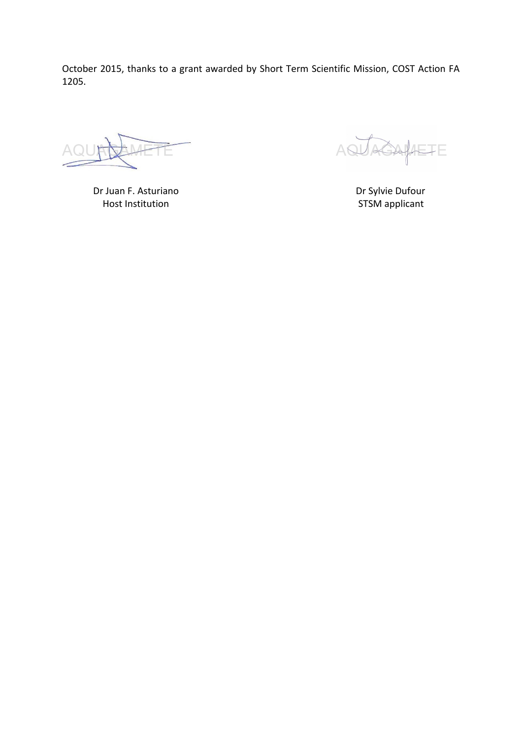October 2015, thanks to a grant awarded by Short Term Scientific Mission, COST Action FA 1205.

AQUAGAMETE

Dr Juan F. Asturiano
Host Institution

AQUAGAMETE

Dr Sylvie Dufour
STSM applicant